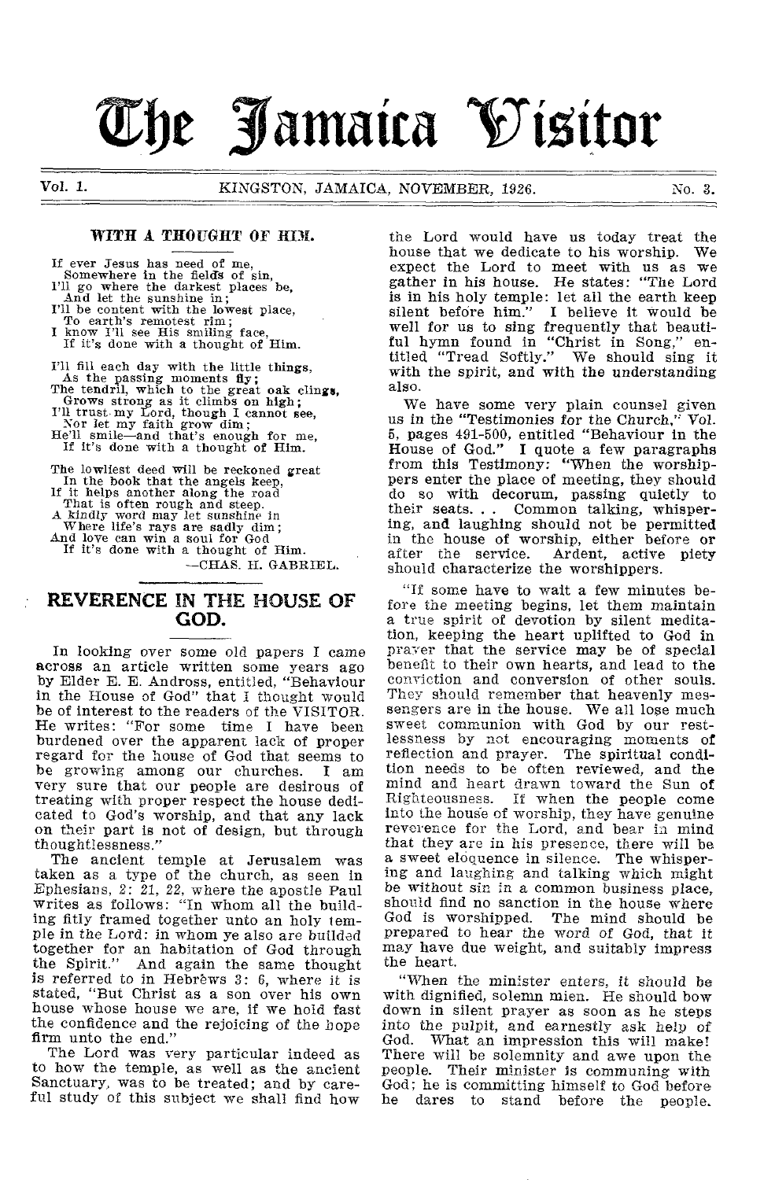# The Jamaica Visitor

Vol. 1. KINGSTON, JAMAICA, NOVEMBER, 1926. No. 3.

### WITH A THOUGHT OF HIM.

If ever Jesus has need of me,
Somewhere in the fields of sin,
I'll go where the darkest places be,
And let the sunshine in;
I'll be content with the lowest place,
To earth's remotest rim;
I know I'll see His smiling face,
If it's done with a thought of Him.

I'll fill each day with the little things,
As the passing moments fly;
The tendril, which to the great oak clings,
Grows strong as it climbs on high;
I'll trust my Lord, though I cannot see,
Nor let my faith grow dim;
He'll smile—and that's enough for me,
If it's done with a thought of Him.

The lowliest deed will be reckoned great
In the book that the angels keep,
If it helps another along the road
That is often rough and steep.
A kindly word may let sunshine in
Where life's rays are sadly dim;
And love can win a soul for God
If it's done with a thought of Him.

—CHAS. H. GABRIEL.

## REVERENCE IN THE HOUSE OF GOD.

In looking over some old papers I came across an article written some years ago by Elder E. E. Andross, entitled, "Behaviour in the House of God" that I thought would be of interest to the readers of the VISITOR. He writes: "For some time I have been burdened over the apparent lack of proper regard for the house of God that seems to be growing among our churches. I am very sure that our people are desirous of treating with proper respect the house dedicated to God's worship, and that any lack on their part is not of design, but through thoughtlessness."

The ancient temple at Jerusalem was taken as a type of the church, as seen in Ephesians, 2: 21, 22, where the apostle Paul writes as follows: "In whom all the building fitly framed together unto an holy temple in the Lord: in whom ye also are builded together for an habitation of God through the Spirit." And again the same thought is referred to in Hebrews 3: 6, where it is stated, "But Christ as a son over his own house whose house we are, if we hold fast the confidence and the rejoicing of the hope firm unto the end."

The Lord was very particular indeed as to how the temple, as well as the ancient Sanctuary, was to be treated; and by careful study of this subject we shall find how the Lord would have us today treat the house that we dedicate to his worship. We expect the Lord to meet with us as we gather in his house. He states: "The Lord is in his holy temple: let all the earth keep silent before him." I believe it would be well for us to sing frequently that beautiful hymn found in "Christ in Song," entitled "Tread Softly." We should sing it with the spirit, and with the understanding also.

We have some very plain counsel given us in the "Testimonies for the Church," Vol. 5, pages 491-500, entitled "Behaviour in the House of God." I quote a few paragraphs from this Testimony: "When the worshippers enter the place of meeting, they should do so with decorum, passing quietly to their seats. . . Common talking, whispering, and laughing should not be permitted in the house of worship, either before or after the service. Ardent, active piety should characterize the worshippers.

"If some have to wait a few minutes before the meeting begins, let them maintain a true spirit of devotion by silent meditation, keeping the heart uplifted to God in prayer that the service may be of special benefit to their own hearts, and lead to the conviction and conversion of other souls. They should remember that heavenly messengers are in the house. We all lose much sweet communion with God by our restlessness by not encouraging moments of reflection and prayer. The spiritual condition needs to be often reviewed, and the mind and heart drawn toward the Sun of Righteousness. If when the people come into the house of worship, they have genuine reverence for the Lord, and bear in mind that they are in his presence, there will be a sweet eloquence in silence. The whispering and laughing and talking which might be without sin in a common business place, should find no sanction in the house where God is worshipped. The mind should be prepared to hear the word of God, that it may have due weight, and suitably impress the heart.

"When the minister enters, it should be with dignified, solemn mien. He should bow down in silent prayer as soon as he steps into the pulpit, and earnestly ask help of God. What an impression this will make! There will be solemnity and awe upon the people. Their minister is communing with God; he is committing himself to God before he dares to stand before the people.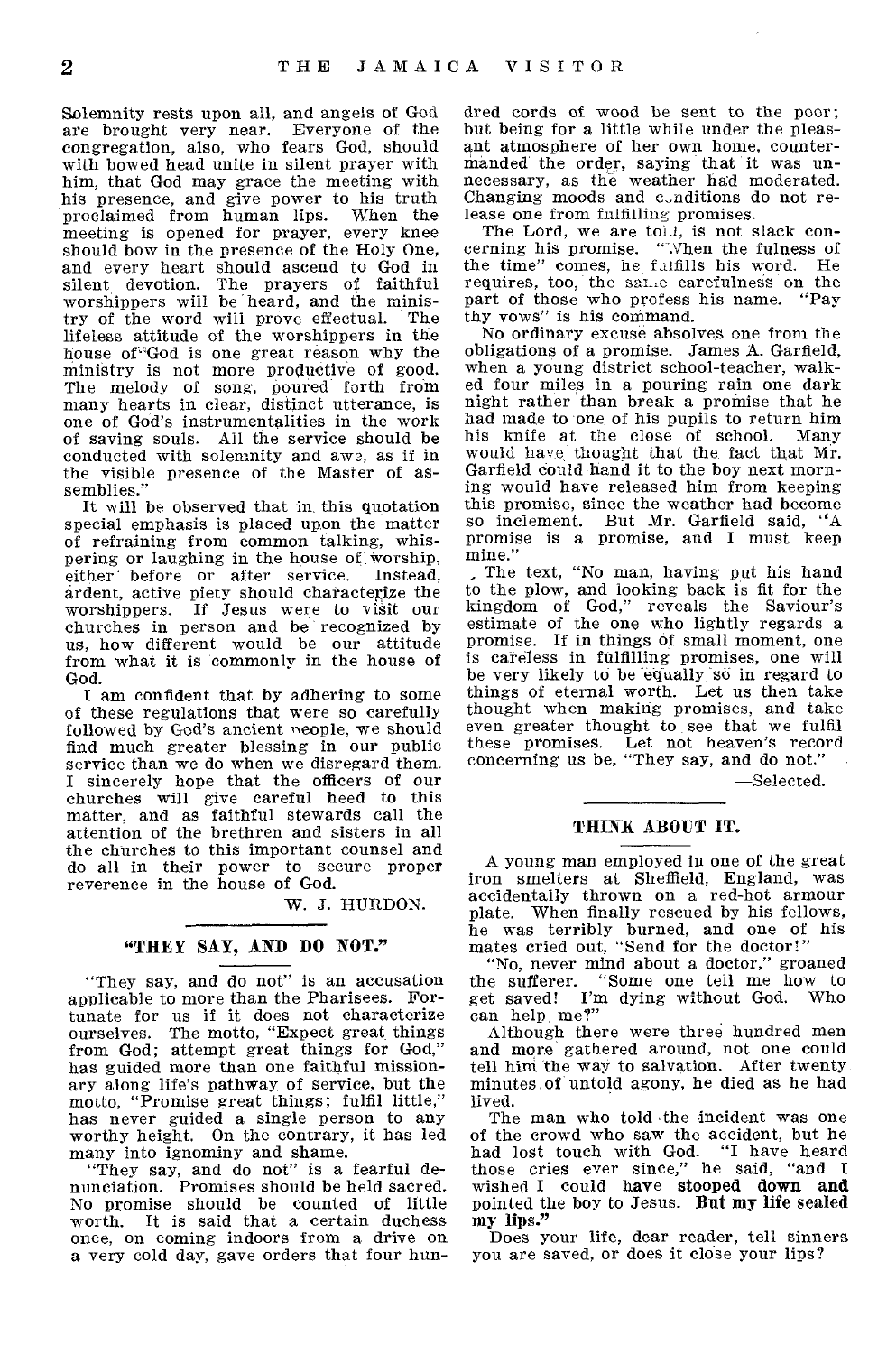Solemnity rests upon all, and angels of God are brought very near. Everyone of the congregation, also, who fears God, should with bowed head unite in silent prayer with him, that God may grace the meeting with his presence, and give power to his truth proclaimed from human lips. When the meeting is opened for prayer, every knee should bow in the presence of the Holy One, and every heart should ascend to God in silent devotion. The prayers of faithful worshippers will be heard, and the ministry of the word will prove effectual. The lifeless attitude of the worshippers in the house of God is one great reason why the ministry is not more productive of good. The melody of song, poured forth from many hearts in clear, distinct utterance, is one of God's instrumentalities in the work of saving souls. All the service should be conducted with solemnity and awe, as if in the visible presence of the Master of assemblies."

It will be observed that in this quotation special emphasis is placed upon the matter of refraining from common talking, whispering or laughing in the house of worship, either before or after service. Instead, ardent, active piety should characterize the worshippers. If Jesus were to visit our churches in person and be recognized by us, how different would be our attitude from what it is commonly in the house of God.

I am confident that by adhering to some of these regulations that were so carefully followed by God's ancient people, we should find much greater blessing in our public service than we do when we disregard them. I sincerely hope that the officers of our churches will give careful heed to this matter, and as faithful stewards call the attention of the brethren and sisters in all the churches to this important counsel and do all in their power to secure proper reverence in the house of God.

W. J. HURDON.

## "THEY SAY, AND DO NOT."

"They say, and do not" is an accusation applicable to more than the Pharisees. Fortunate for us if it does not characterize ourselves. The motto, "Expect great things from God; attempt great things for God," has guided more than one faithful missionary along life's pathway of service, but the motto, "Promise great things; fulfil little," has never guided a single person to any worthy height. On the contrary, it has led many into ignominy and shame.

"They say, and do not" is a fearful denunciation. Promises should be held sacred. No promise should be counted of little worth. It is said that a certain duchess once, on coming indoors from a drive on a very cold day, gave orders that four hundred cords of wood be sent to the poor; but being for a little while under the pleasant atmosphere of her own home, countermanded the order, saying that it was unnecessary, as the weather had moderated. Changing moods and conditions do not release one from fulfilling promises.

The Lord, we are told, is not slack concerning his promise. "When the fulness of the time" comes, he fulfills his word. He requires, too, the same carefulness on the part of those who profess his name. "Pay thy vows" is his command.

No ordinary excuse absolves one from the obligations of a promise. James A. Garfield, when a young district school-teacher, walked four miles in a pouring rain one dark night rather than break a promise that he had made to one of his pupils to return him his knife at the close of school. Many would have thought that the fact that Mr. Garfield could hand it to the boy next morning would have released him from keeping this promise, since the weather had become so inclement. But Mr. Garfield said, "A promise is a promise, and I must keep mine."

The text, "No man, having put his hand to the plow, and looking back is fit for the kingdom of God," reveals the Saviour's estimate of the one who lightly regards a promise. If in things of small moment, one is careless in fulfilling promises, one will be very likely to be equally so in regard to things of eternal worth. Let us then take thought when making promises, and take even greater thought to see that we fulfil these promises. Let not heaven's record concerning us be, "They say, and do not."

—Selected.

## THINK ABOUT IT.

A young man employed in one of the great iron smelters at Sheffield, England, was accidentally thrown on a red-hot armour plate. When finally rescued by his fellows, he was terribly burned, and one of his mates cried out, "Send for the doctor!"

"No, never mind about a doctor," groaned the sufferer. "Some one tell me how to get saved! I'm dying without God. Who can help me?"

Although there were three hundred men and more gathered around, not one could tell him the way to salvation. After twenty minutes of untold agony, he died as he had lived.

The man who told the incident was one of the crowd who saw the accident, but he had lost touch with God. "I have heard those cries ever since," he said, "and I wished I could have **stooped down and** pointed the boy to Jesus. **But my life sealed my lips.**"

Does your life, dear reader, tell sinners you are saved, or does it close your lips?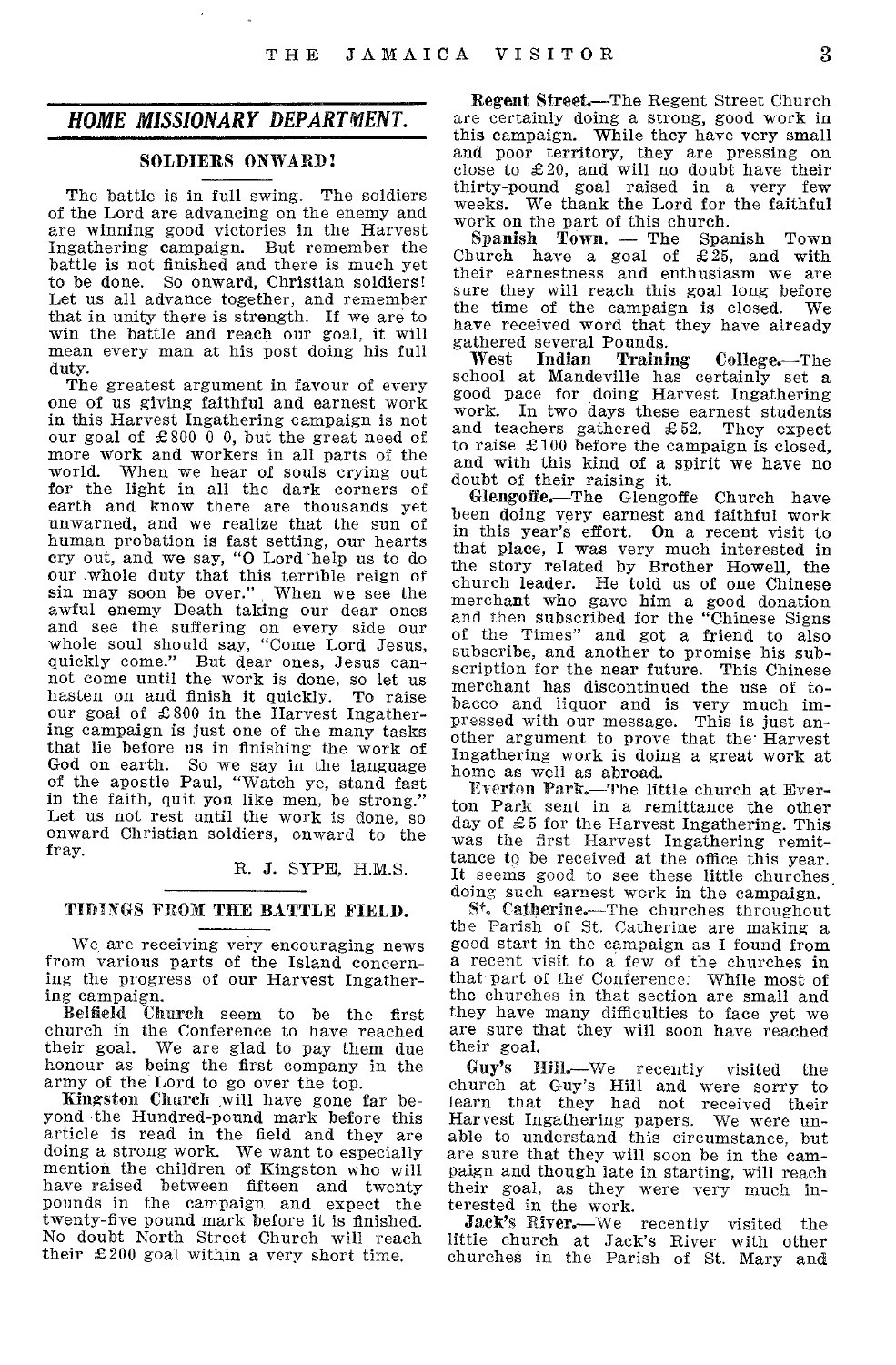## *HOME MISSIONARY DEPARTMENT.*

### SOLDIERS ONWARD!

The battle is in full swing. The soldiers of the Lord are advancing on the enemy and are winning good victories in the Harvest Ingathering campaign. But remember the battle is not finished and there is much yet to be done. So onward, Christian soldiers! Let us all advance together, and remember that in unity there is strength. If we are to win the battle and reach our goal, it will mean every man at his post doing his full duty.

The greatest argument in favour of every one of us giving faithful and earnest work in this Harvest Ingathering campaign is not our goal of £800 0 0, but the great need of more work and workers in all parts of the world. When we hear of souls crying out for the light in all the dark corners of earth and know there are thousands yet unwarned, and we realize that the sun of human probation is fast setting, our hearts cry out, and we say, "O Lord help us to do our whole duty that this terrible reign of sin may soon be over." When we see the awful enemy Death taking our dear ones and see the suffering on every side our whole soul should say, "Come Lord Jesus, quickly come." But dear ones, Jesus cannot come until the work is done, so let us hasten on and finish it quickly. To raise our goal of £800 in the Harvest Ingathering campaign is just one of the many tasks that lie before us in finishing the work of God on earth. So we say in the language of the apostle Paul, "Watch ye, stand fast in the faith, quit you like men, be strong." Let us not rest until the work is done, so onward Christian soldiers, onward to the fray.

R. J. SYPE, H.M.S.

### TIDINGS FROM THE BATTLE FIELD.

We are receiving very encouraging news from various parts of the Island concerning the progress of our Harvest Ingathering campaign.

**Belfield Church** seem to be the first church in the Conference to have reached their goal. We are glad to pay them due honour as being the first company in the army of the Lord to go over the top.

**Kingston Church** will have gone far beyond the Hundred-pound mark before this article is read in the field and they are doing a strong work. We want to especially mention the children of Kingston who will have raised between fifteen and twenty pounds in the campaign and expect the twenty-five pound mark before it is finished. No doubt North Street Church will reach their £200 goal within a very short time.

**Regent Street.**—The Regent Street Church are certainly doing a strong, good work in this campaign. While they have very small and poor territory, they are pressing on close to £20, and will no doubt have their thirty-pound goal raised in a very few weeks. We thank the Lord for the faithful work on the part of this church.

**Spanish Town.** — The Spanish Town Church have a goal of £25, and with their earnestness and enthusiasm we are sure they will reach this goal long before the time of the campaign is closed. We have received word that they have already gathered several Pounds.

**West Indian Training College.**—The school at Mandeville has certainly set a good pace for doing Harvest Ingathering work. In two days these earnest students and teachers gathered £52. They expect to raise £100 before the campaign is closed, and with this kind of a spirit we have no doubt of their raising it.

**Glengoffe.**—The Glengoffe Church have been doing very earnest and faithful work in this year's effort. On a recent visit to that place, I was very much interested in the story related by Brother Howell, the church leader. He told us of one Chinese merchant who gave him a good donation and then subscribed for the "Chinese Signs of the Times" and got a friend to also subscribe, and another to promise his subscription for the near future. This Chinese merchant has discontinued the use of tobacco and liquor and is very much impressed with our message. This is just another argument to prove that the Harvest Ingathering work is doing a great work at home as well as abroad.

**Everton Park.**—The little church at Everton Park sent in a remittance the other day of £5 for the Harvest Ingathering. This was the first Harvest Ingathering remittance to be received at the office this year. It seems good to see these little churches doing such earnest work in the campaign.

**St. Catherine.**—The churches throughout the Parish of St. Catherine are making a good start in the campaign as I found from a recent visit to a few of the churches in that part of the Conference. While most of the churches in that section are small and they have many difficulties to face yet we are sure that they will soon have reached their goal.

**Guy's Hill.**—We recently visited the church at Guy's Hill and were sorry to learn that they had not received their Harvest Ingathering papers. We were unable to understand this circumstance, but are sure that they will soon be in the campaign and though late in starting, will reach their goal, as they were very much interested in the work.

**Jack's River.**—We recently visited the little church at Jack's River with other churches in the Parish of St. Mary and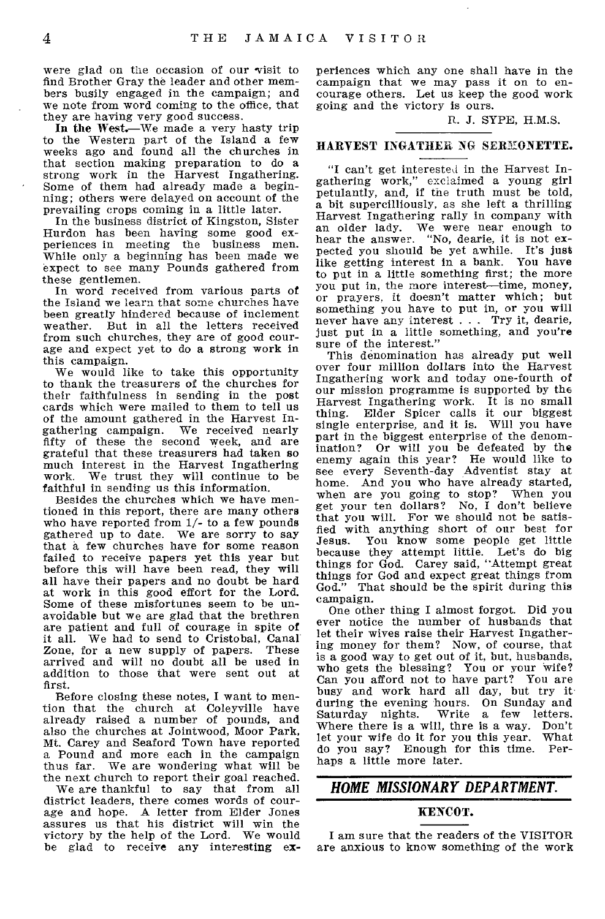were glad on the occasion of our visit to find Brother Gray the leader and other members busily engaged in the campaign; and we note from word coming to the office, that they are having very good success.

**In the West.**—We made a very hasty trip to the Western part of the Island a few weeks ago and found all the churches in that section making preparation to do a strong work in the Harvest Ingathering. Some of them had already made a beginning; others were delayed on account of the prevailing crops coming in a little later.

In the business district of Kingston, Sister Hurdon has been having some good experiences in meeting the business men. While only a beginning has been made we expect to see many Pounds gathered from these gentlemen.

In word received from various parts of the Island we learn that some churches have been greatly hindered because of inclement weather. But in all the letters received from such churches, they are of good courage and expect yet to do a strong work in this campaign.

We would like to take this opportunity to thank the treasurers of the churches for their faithfulness in sending in the post cards which were mailed to them to tell us of the amount gathered in the Harvest Ingathering campaign. We received nearly fifty of these the second week, and are grateful that these treasurers had taken so much interest in the Harvest Ingathering work. We trust they will continue to be faithful in sending us this information.

Besides the churches which we have mentioned in this report, there are many others who have reported from 1/- to a few pounds gathered up to date. We are sorry to say that a few churches have for some reason failed to receive papers yet this year but before this will have been read, they will all have their papers and no doubt be hard at work in this good effort for the Lord. Some of these misfortunes seem to be unavoidable but we are glad that the brethren are patient and full of courage in spite of it all. We had to send to Cristobal, Canal Zone, for a new supply of papers. These arrived and will no doubt all be used in addition to those that were sent out at first.

Before closing these notes, I want to mention that the church at Coleyville have already raised a number of pounds, and also the churches at Jointwood, Moor Park, Mt. Carey and Seaford Town have reported a Pound and more each in the campaign thus far. We are wondering what will be the next church to report their goal reached.

We are thankful to say that from all district leaders, there comes words of courage and hope. A letter from Elder Jones assures us that his district will win the victory by the help of the Lord. We would be glad to receive any interesting experiences which any one shall have in the campaign that we may pass it on to encourage others. Let us keep the good work going and the victory is ours.

R. J. SYPE, H.M.S.

## HARVEST INGATHERING SERMONETTE.

"I can't get interested in the Harvest Ingathering work," exclaimed a young girl petulantly, and, if the truth must be told, a bit superciliously, as she left a thrilling Harvest Ingathering rally in company with an older lady. We were near enough to hear the answer. "No, dearie, it is not expected you should be yet awhile. It's just like getting interest in a bank. You have to put in a little something first; the more you put in, the more interest—time, money, or prayers, it doesn't matter which; but something you have to put in, or you will never have any interest . . . Try it, dearie, just put in a little something, and you're sure of the interest."

This denomination has already put well over four million dollars into the Harvest Ingathering work and today one-fourth of our mission programme is supported by the Harvest Ingathering work. It is no small thing. Elder Spicer calls it our biggest single enterprise, and it is. Will you have part in the biggest enterprise of the denomination? Or will you be defeated by the enemy again this year? He would like to see every Seventh-day Adventist stay at home. And you who have already started, when are you going to stop? When you get your ten dollars? No, I don't believe that you will. For we should not be satisfied with anything short of our best for Jesus. You know some people get little because they attempt little. Let's do big things for God. Carey said, "Attempt great things for God and expect great things from God." That should be the spirit during this campaign.

One other thing I almost forgot. Did you ever notice the number of husbands that let their wives raise their Harvest Ingathering money for them? Now, of course, that is a good way to get out of it, but, husbands, who gets the blessing? You or your wife? Can you afford not to have part? You are busy and work hard all day, but try it during the evening hours. On Sunday and Saturday nights. Write a few letters. Where there is a will, thre is a way. Don't let your wife do it for you this year. What do you say? Enough for this time. Perhaps a little more later.

## *HOME MISSIONARY DEPARTMENT.*

### KENCOT.

I am sure that the readers of the VISITOR are anxious to know something of the work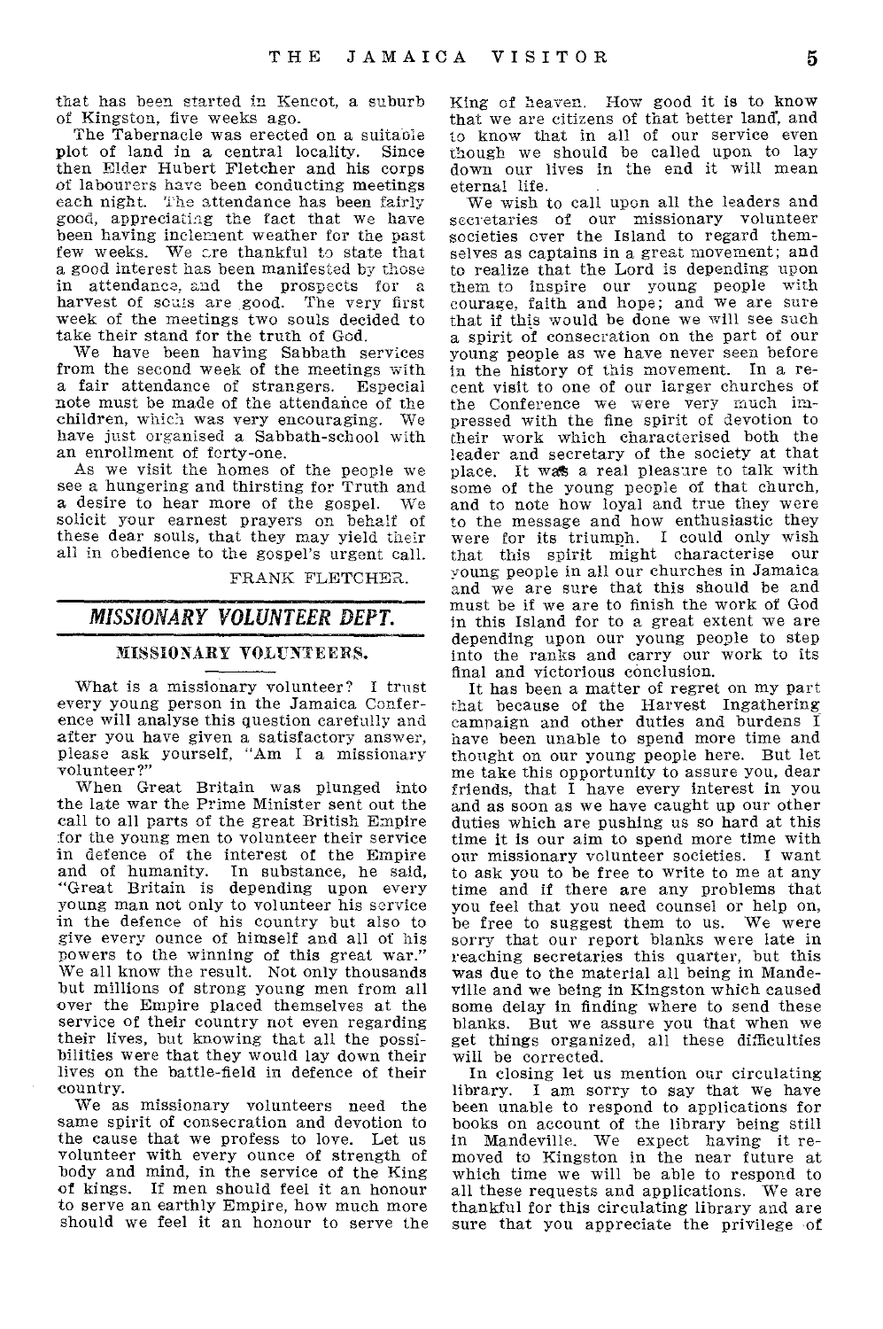that has been started in Kencot, a suburb of Kingston, five weeks ago.

The Tabernacle was erected on a suitable plot of land in a central locality. Since then Elder Hubert Fletcher and his corps of labourers have been conducting meetings each night. The attendance has been fairly good, appreciating the fact that we have been having inclement weather for the past few weeks. We are thankful to state that a good interest has been manifested by those in attendance, and the prospects for a harvest of souls are good. The very first week of the meetings two souls decided to take their stand for the truth of God.

We have been having Sabbath services from the second week of the meetings with a fair attendance of strangers. Especial note must be made of the attendance of the children, which was very encouraging. We have just organised a Sabbath-school with an enrollment of forty-one.

As we visit the homes of the people we see a hungering and thirsting for Truth and a desire to hear more of the gospel. We solicit your earnest prayers on behalf of these dear souls, that they may yield their all in obedience to the gospel's urgent call.

FRANK FLETCHER.

## *MISSIONARY VOLUNTEER DEPT.*

### MISSIONARY VOLUNTEERS.

What is a missionary volunteer? I trust every young person in the Jamaica Conference will analyse this question carefully and after you have given a satisfactory answer, please ask yourself, "Am I a missionary volunteer?"

When Great Britain was plunged into the late war the Prime Minister sent out the call to all parts of the great British Empire for the young men to volunteer their service in defence of the interest of the Empire and of humanity. In substance, he said, "Great Britain is depending upon every young man not only to volunteer his service in the defence of his country but also to give every ounce of himself and all of his powers to the winning of this great war." We all know the result. Not only thousands but millions of strong young men from all over the Empire placed themselves at the service of their country not even regarding their lives, but knowing that all the possibilities were that they would lay down their lives on the battle-field in defence of their country.

We as missionary volunteers need the same spirit of consecration and devotion to the cause that we profess to love. Let us volunteer with every ounce of strength of body and mind, in the service of the King of kings. If men should feel it an honour to serve an earthly Empire, how much more should we feel it an honour to serve the King of heaven. How good it is to know that we are citizens of that better land, and to know that in all of our service even though we should be called upon to lay down our lives in the end it will mean eternal life.

We wish to call upon all the leaders and secretaries of our missionary volunteer societies over the Island to regard themselves as captains in a great movement; and to realize that the Lord is depending upon them to inspire our young people with courage, faith and hope; and we are sure that if this would be done we will see such a spirit of consecration on the part of our young people as we have never seen before in the history of this movement. In a recent visit to one of our larger churches of the Conference we were very much impressed with the fine spirit of devotion to their work which characterised both the leader and secretary of the society at that place. It was a real pleasure to talk with some of the young people of that church, and to note how loyal and true they were to the message and how enthusiastic they were for its triumph. I could only wish that this spirit might characterise our young people in all our churches in Jamaica and we are sure that this should be and must be if we are to finish the work of God in this Island for to a great extent we are depending upon our young people to step into the ranks and carry our work to its final and victorious conclusion.

It has been a matter of regret on my part that because of the Harvest Ingathering campaign and other duties and burdens I have been unable to spend more time and thought on our young people here. But let me take this opportunity to assure you, dear friends, that I have every interest in you and as soon as we have caught up our other duties which are pushing us so hard at this time it is our aim to spend more time with our missionary volunteer societies. I want to ask you to be free to write to me at any time and if there are any problems that you feel that you need counsel or help on, be free to suggest them to us. We were sorry that our report blanks were late in reaching secretaries this quarter, but this was due to the material all being in Mandeville and we being in Kingston which caused some delay in finding where to send these blanks. But we assure you that when we get things organized, all these difficulties will be corrected.

In closing let us mention our circulating library. I am sorry to say that we have been unable to respond to applications for books on account of the library being still in Mandeville. We expect having it removed to Kingston in the near future at which time we will be able to respond to all these requests and applications. We are thankful for this circulating library and are sure that you appreciate the privilege of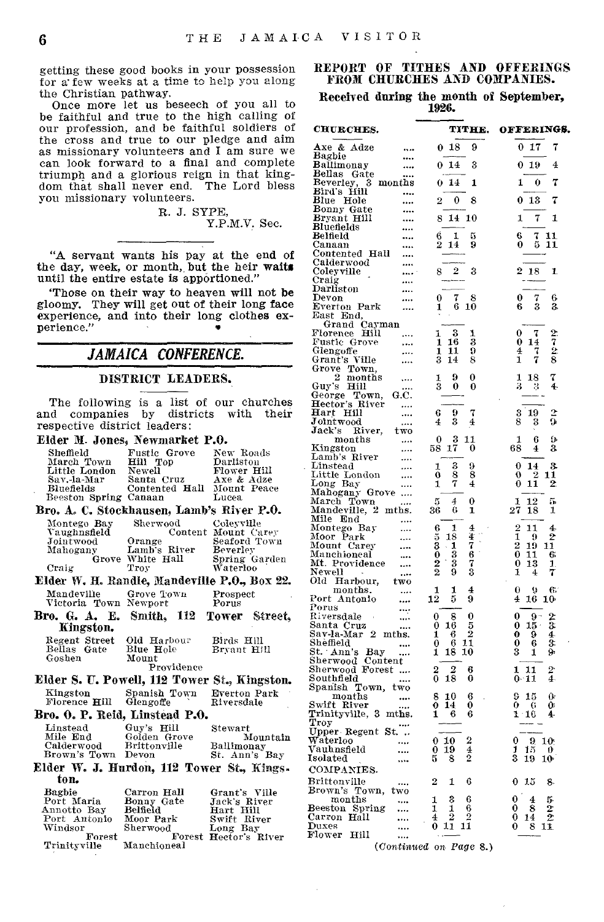getting these good books in your possession for a few weeks at a time to help you along the Christian pathway.

Once more let us beseech of you all to be faithful and true to the high calling of our profession, and be faithful soldiers of the cross and true to our pledge and aim as missionary volunteers and I am sure we can look forward to a final and complete triumph and a glorious reign in that kingdom that shall never end. The Lord bless you missionary volunteers.

R. J. SYPE,
Y.P.M.V. Sec.

---

"A servant wants his pay at the end of the day, week, or month, but the heir waits until the entire estate is apportioned."

'Those on their way to heaven will not be gloomy. They will get out of their long face experience, and into their long clothes experience."

---

## JAMAICA CONFERENCE.

### DISTRICT LEADERS.

The following is a list of our churches and companies by districts with their respective district leaders:

**Elder M. Jones, Newmarket P.O.**

| | | |
|---|---|---|
| Sheffield | Fustic Grove | New Roads |
| March Town | Hill Top | Darliston |
| Little London | Newell | Flower Hill |
| Sav.-la-Mar | Santa Cruz | Axe & Adze |
| Bluefields | Contented Hall | Mount Peace |
| Beeston Spring | Canaan | Lucea |

**Bro. A. C. Stockhausen, Lamb's River P.O.**

| | | |
|---|---|---|
| Montego Bay | Sherwood Content | Coleyville |
| Vaughnsfield | | Mount Carey |
| Jointwood | Orange | Seaford Town |
| Mahogany Grove | Lamb's River | Beverley |
| | White Hall | Spring Garden |
| Craig | Troy | Waterloo |

**Elder W. H. Randle, Mandeville P.O., Box 22.**

| | | |
|---|---|---|
| Mandeville | Grove Town | Prospect |
| Victoria Town | Newport | Porus |

**Bro. G. A. E. Smith, 112 Tower Street, Kingston.**

| | | |
|---|---|---|
| Regent Street | Old Harbour | Birds Hill |
| Bellas Gate | Blue Hole | Bryant Hill |
| Goshen | Mount Providence | |

**Elder S. U. Powell, 112 Tower St., Kingston.**

| | | |
|---|---|---|
| Kingston | Spanish Town | Everton Park |
| Florence Hill | Glengoffe | Riversdale |

**Bro. O. P. Reid, Linstead P.O.**

| | | |
|---|---|---|
| Linstead | Guy's Hill | Stewart Mountain |
| Mile End | Golden Grove | |
| Calderwood | Brittonville | Ballimonay |
| Brown's Town | Devon | St. Ann's Bay |

**Elder W. J. Hurdon, 112 Tower St., Kingston.**

| | | |
|---|---|---|
| Bagbie | Carron Hall | Grant's Ville |
| Port Maria | Bonny Gate | Jack's River |
| Annotto Bay | Belfield | Hart Hill |
| Port Antonio | Moor Park | Swift River |
| Windsor Forest | Sherwood Forest | Long Bay |
| Trinityville | Manchioneal | Hector's River |

## REPORT OF TITHES AND OFFERINGS FROM CHURCHES AND COMPANIES.

**Received during the month of September, 1926.**

| CHURCHES. | TITHE. | OFFERINGS. |
|---|---|---|
| Axe & Adze | 0 18 9 | 0 17 7 |
| Bagbie | —— | —— |
| Ballimonay | 0 14 3 | 0 19 4 |
| Bellas Gate | —— | —— |
| Beverley, 3 months | 0 14 1 | 1 0 7 |
| Bird's Hill | —— | —— |
| Blue Hole | 2 0 8 | 0 13 7 |
| Bonny Gate | —— | —— |
| Bryant Hill | 8 14 10 | 1 7 1 |
| Bluefields | —— | —— |
| Belfield | 6 1 5 | 6 7 11 |
| Canaan | 2 14 9 | 0 5 11 |
| Contented Hall | —— | —— |
| Calderwood | —— | —— |
| Coleyville | 8 2 3 | 2 18 1 |
| Craig | —— | —— |
| Darliston | —— | —— |
| Devon | 0 7 8 | 0 7 6 |
| Everton Park | 1 6 10 | 6 3 3 |
| East End, Grand Cayman | —— | —— |
| Florence Hill | 1 3 1 | 0 7 2 |
| Fustic Grove | 1 16 3 | 0 14 7 |
| Glengoffe | 1 11 9 | 4 7 2 |
| Grant's Ville | 3 14 8 | 1 7 8 |
| Grove Town, 2 months | 1 9 0 | 1 18 7 |
| Guy's Hill | 3 0 0 | 3 3 4 |
| George Town, G.C. | —— | —— |
| Hector's River | —— | —— |
| Hart Hill | 6 9 7 | 3 19 2 |
| Jointwood | 4 3 4 | 8 3 9 |
| Jack's River, two months | 0 3 11 | 1 6 9 |
| Kingston | 58 17 0 | 68 4 3 |
| Lamb's River | —— | —— |
| Linstead | 1 3 9 | 0 14 3 |
| Little London | 0 8 8 | 0 2 11 |
| Long Bay | 1 7 4 | 0 11 2 |
| Mahogany Grove | —— | —— |
| March Town | 5 4 0 | 1 12 5 |
| Mandeville, 2 mths. | 36 6 1 | 27 18 1 |
| Mile End | —— | —— |
| Montego Bay | 6 1 4 | 2 11 4 |
| Moor Park | 5 18 4 | 1 9 2 |
| Mount Carey | 3 1 7 | 2 19 11 |
| Manchioneal | 0 3 6 | 0 11 6 |
| Mt. Providence | 2 3 7 | 0 13 1 |
| Newell | 2 9 3 | 1 4 7 |
| Old Harbour, two months. | 1 1 4 | 0 9 6 |
| Port Antonio | 12 5 9 | 4 16 10 |
| Porus | —— | —— |
| Riversdale | 0 8 0 | 0 9 2 |
| Santa Cruz | 0 16 5 | 0 15 3 |
| Sav-la-Mar 2 mths. | 1 6 2 | 0 9 4 |
| Sheffield | 0 6 11 | 0 6 3 |
| St. Ann's Bay | 1 18 10 | 3 1 9 |
| Sherwood Content | —— | —— |
| Sherwood Forest | 2 2 6 | 1 11 2 |
| Southfield | 0 18 0 | 0 11 4 |
| Spanish Town, two months | 8 10 6 | 9 15 0 |
| Swift River | 0 14 0 | 0 6 0 |
| Trinityville, 3 mths. | 1 6 6 | 1 16 4 |
| Troy | —— | —— |
| Upper Regent St. | —— | —— |
| Waterloo | 0 10 2 | 0 9 10 |
| Vauhnsfield | 0 19 4 | 1 15 0 |
| Isolated | 5 8 2 | 3 19 10 |
| COMPANIES. | | |
| Brittonville | 2 1 6 | 0 15 8 |
| Brown's Town, two months | 1 3 6 | 0 4 5 |
| Beeston Spring | 1 1 6 | 0 8 2 |
| Carron Hall | 4 2 2 | 0 14 2 |
| Duxes | 0 11 11 | 0 8 11 |
| Flower Hill | —— | —— |

*(Continued on Page 8.)*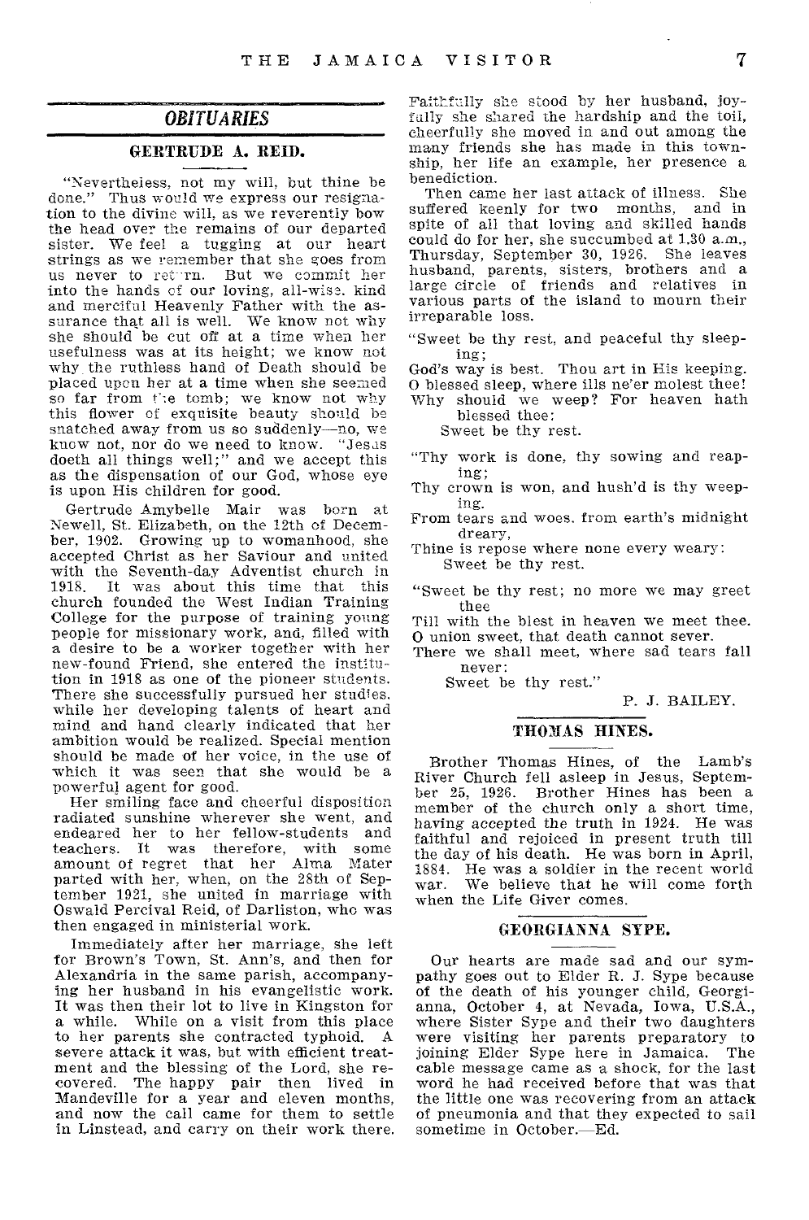## *OBITUARIES*

### GERTRUDE A. REID.

"Nevertheless, not my will, but thine be done." Thus would we express our resignation to the divine will, as we reverently bow the head over the remains of our departed sister. We feel a tugging at our heart strings as we remember that she goes from us never to return. But we commit her into the hands of our loving, all-wise, kind and merciful Heavenly Father with the assurance that all is well. We know not why she should be cut off at a time when her usefulness was at its height; we know not why the ruthless hand of Death should be placed upon her at a time when she seemed so far from the tomb; we know not why this flower of exquisite beauty should be snatched away from us so suddenly—no, we know not, nor do we need to know. "Jesus doeth all things well;" and we accept this as the dispensation of our God, whose eye is upon His children for good.

Gertrude Amybelle Mair was born at Newell, St. Elizabeth, on the 12th of December, 1902. Growing up to womanhood, she accepted Christ as her Saviour and united with the Seventh-day Adventist church in 1918. It was about this time that this church founded the West Indian Training College for the purpose of training young people for missionary work, and, filled with a desire to be a worker together with her new-found Friend, she entered the institution in 1918 as one of the pioneer students. There she successfully pursued her studies, while her developing talents of heart and mind and hand clearly indicated that her ambition would be realized. Special mention should be made of her voice, in the use of which it was seen that she would be a powerful agent for good.

Her smiling face and cheerful disposition radiated sunshine wherever she went, and endeared her to her fellow-students and teachers. It was therefore, with some amount of regret that her Alma Mater parted with her, when, on the 28th of September 1921, she united in marriage with Oswald Percival Reid, of Darliston, who was then engaged in ministerial work.

Immediately after her marriage, she left for Brown's Town, St. Ann's, and then for Alexandria in the same parish, accompanying her husband in his evangelistic work. It was then their lot to live in Kingston for a while. While on a visit from this place to her parents she contracted typhoid. A severe attack it was, but with efficient treatment and the blessing of the Lord, she recovered. The happy pair then lived in Mandeville for a year and eleven months, and now the call came for them to settle in Linstead, and carry on their work there. Faithfully she stood by her husband, joyfully she shared the hardship and the toil, cheerfully she moved in and out among the many friends she has made in this township, her life an example, her presence a benediction.

Then came her last attack of illness. She suffered keenly for two months, and in spite of all that loving and skilled hands could do for her, she succumbed at 1.30 a.m., Thursday, September 30, 1926. She leaves husband, parents, sisters, brothers and a large circle of friends and relatives in various parts of the island to mourn their irreparable loss.

"Sweet be thy rest, and peaceful thy sleeping;  
God's way is best. Thou art in His keeping.  
O blessed sleep, where ills ne'er molest thee!  
Why should we weep? For heaven hath blessed thee:  
Sweet be thy rest.

"Thy work is done, thy sowing and reaping;  
Thy crown is won, and hush'd is thy weeping.  
From tears and woes, from earth's midnight dreary,  
Thine is repose where none every weary:  
Sweet be thy rest.

"Sweet be thy rest; no more we may greet thee  
Till with the blest in heaven we meet thee.  
O union sweet, that death cannot sever.  
There we shall meet, where sad tears fall never:  
Sweet be thy rest."

P. J. BAILEY.

### THOMAS HINES.

Brother Thomas Hines, of the Lamb's River Church fell asleep in Jesus, September 25, 1926. Brother Hines has been a member of the church only a short time, having accepted the truth in 1924. He was faithful and rejoiced in present truth till the day of his death. He was born in April, 1884. He was a soldier in the recent world war. We believe that he will come forth when the Life Giver comes.

### GEORGIANNA SYPE.

Our hearts are made sad and our sympathy goes out to Elder R. J. Sype because of the death of his younger child, Georgianna, October 4, at Nevada, Iowa, U.S.A., where Sister Sype and their two daughters were visiting her parents preparatory to joining Elder Sype here in Jamaica. The cable message came as a shock, for the last word he had received before that was that the little one was recovering from an attack of pneumonia and that they expected to sail sometime in October.—Ed.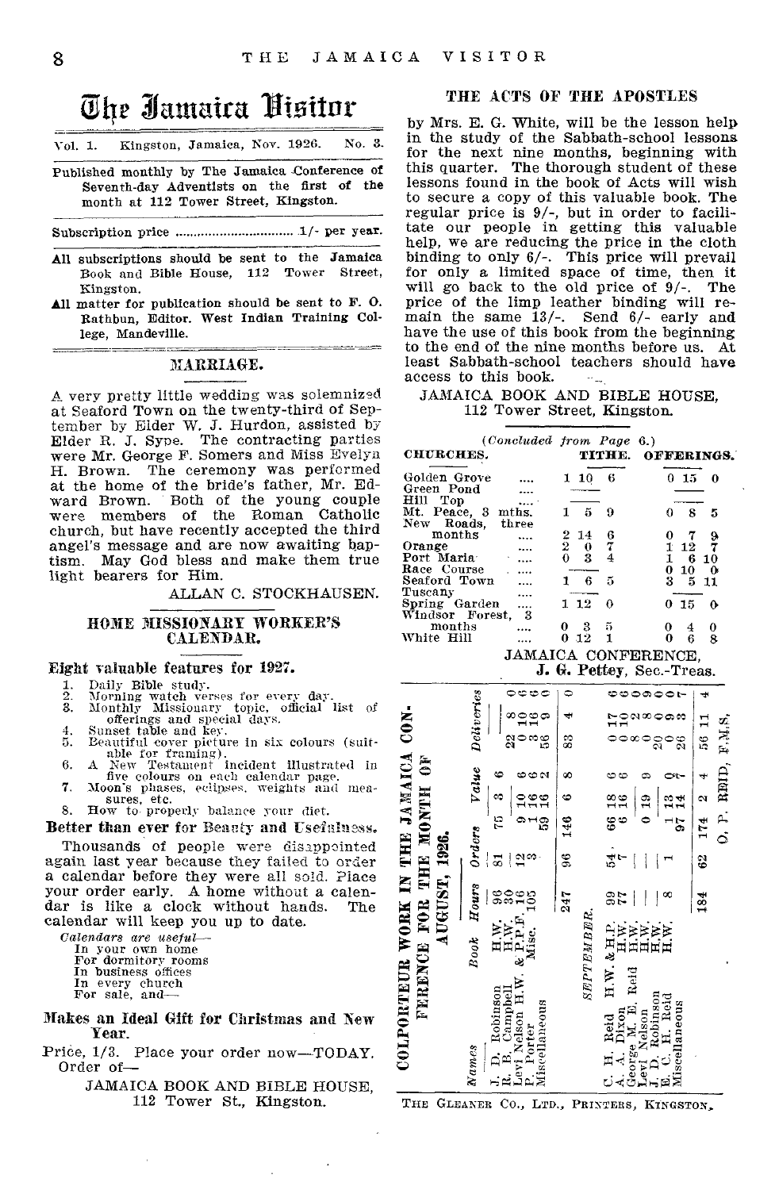# The Jamaica Visitor

Vol. 1. Kingston, Jamaica, Nov. 1926. No. 3.

Published monthly by The Jamaica Conference of Seventh-day Adventists on the first of the month at 112 Tower Street, Kingston.

Subscription price .............................. 1/- per year.

All subscriptions should be sent to the Jamaica Book and Bible House, 112 Tower Street, Kingston.

All matter for publication should be sent to F. O. Rathbun, Editor. West Indian Training College, Mandeville.

## MARRIAGE.

A very pretty little wedding was solemnized at Seaford Town on the twenty-third of September by Elder W. J. Hurdon, assisted by Elder R. J. Sype. The contracting parties were Mr. George F. Somers and Miss Evelyn H. Brown. The ceremony was performed at the home of the bride's father, Mr. Edward Brown. Both of the young couple were members of the Roman Catholic church, but have recently accepted the third angel's message and are now awaiting baptism. May God bless and make them true light bearers for Him.

ALLAN C. STOCKHAUSEN.

## HOME MISSIONARY WORKER'S CALENDAR.

**Eight valuable features for 1927.**

1. Daily Bible study.
2. Morning watch verses for every day.
3. Monthly Missionary topic, official list of offerings and special days.
4. Sunset table and key.
5. Beautiful cover picture in six colours (suitable for framing).
6. A New Testament incident illustrated in five colours on each calendar page.
7. Moon's phases, eclipses, weights and measures, etc.
8. How to properly balance your diet.

**Better than ever for Beauty and Usefulness.**

Thousands of people were disappointed again last year because they failed to order a calendar before they were all sold. Place your order early. A home without a calendar is like a clock without hands. The calendar will keep you up to date.

*Calendars are useful—*
In your own home
For dormitory rooms
In business offices
In every church
For sale, and—

**Makes an Ideal Gift for Christmas and New Year.**

Price, 1/3. Place your order now—TODAY. Order of—

JAMAICA BOOK AND BIBLE HOUSE,
112 Tower St., Kingston.

## THE ACTS OF THE APOSTLES

by Mrs. E. G. White, will be the lesson help in the study of the Sabbath-school lessons for the next nine months, beginning with this quarter. The thorough student of these lessons found in the book of Acts will wish to secure a copy of this valuable book. The regular price is 9/-, but in order to facilitate our people in getting this valuable help, we are reducing the price in the cloth binding to only 6/-. This price will prevail for only a limited space of time, then it will go back to the old price of 9/-. The price of the limp leather binding will remain the same 13/-. Send 6/- early and have the use of this book from the beginning to the end of the nine months before us. At least Sabbath-school teachers should have access to this book.

JAMAICA BOOK AND BIBLE HOUSE,
112 Tower Street, Kingston.

(*Concluded from Page 6.*)

| CHURCHES. | TITHE. | OFFERINGS. |
|---|---|---|
| Golden Grove .... | 1 10 6 | 0 15 0 |
| Green Pond .... | —— | |
| Hill Top .... | | —— |
| Mt. Peace, 3 mths. | 1 5 9 | 0 8 5 |
| New Roads, three months .... | 2 14 6 | 0 7 9 |
| Orange .... | 2 0 7 | 1 12 7 |
| Port Maria .... | 0 3 4 | 1 6 10 |
| Race Course .... | —— | 0 10 0 |
| Seaford Town .... | 1 6 5 | 3 5 11 |
| Tuscany .... | —— | |
| Spring Garden .... | 1 12 0 | 0 15 0 |
| Windsor Forest, 3 months .... | 0 3 5 | 0 4 0 |
| White Hill .... | 0 12 1 | 0 6 8 |

JAMAICA CONFERENCE,
J. G. Pettey, Sec.-Treas.

## COLPORTEUR WORK IN THE JAMAICA CONFERENCE FOR THE MONTH OF AUGUST, 1926.

| Names | Book | Hours | Orders | Value | Deliveries |
|---|---|---|---|---|---|
| J. D. Robinson | H.W. | 96 | 81 | 75 3 6 | —— |
| R. B. Campbell | H.W. | 30 | | | 22 8 0 |
| Levi Nelson | H.W. & P.P.F. | 16 | 12 | 9 10 0 | 0 10 0 |
| P. Porter | Misc. | 105 | 3 | 1 16 0 | 3 16 0 |
| Miscellaneous | | | | 59 16 2 | 56 9 0 |
| | | 247 | 96 | 146 6 8 | 83 4 0 |
| *SEPTEMBER.* | | | | | |
| C. H. Reid | H.W. & H.P. | 99 | 54 | 66 18 0 | 0 17 0 |
| A. A. Dixon | H.W. | 77 | 7 | 6 16 0 | 0 12 0 |
| George M. E. Reid | H.W. | | | | 8 8 0 |
| Levi Nelson | H.W. | | | 0 19 9 | 0 0 9 |
| J. D. Robinson | H.W. | | | | 0 8 0 |
| E. C. H. Reid | H.W. | 8 | 1 | 1 13 0 | 20 3 0 |
| Miscellaneous | | | | 97 14 7 | 26 2 7 |
| | | 184 | 62 | 174 2 4 | 56 11 4 |

O. P. REID, F.M.S.

THE GLEANER CO., LTD., PRINTERS, KINGSTON.